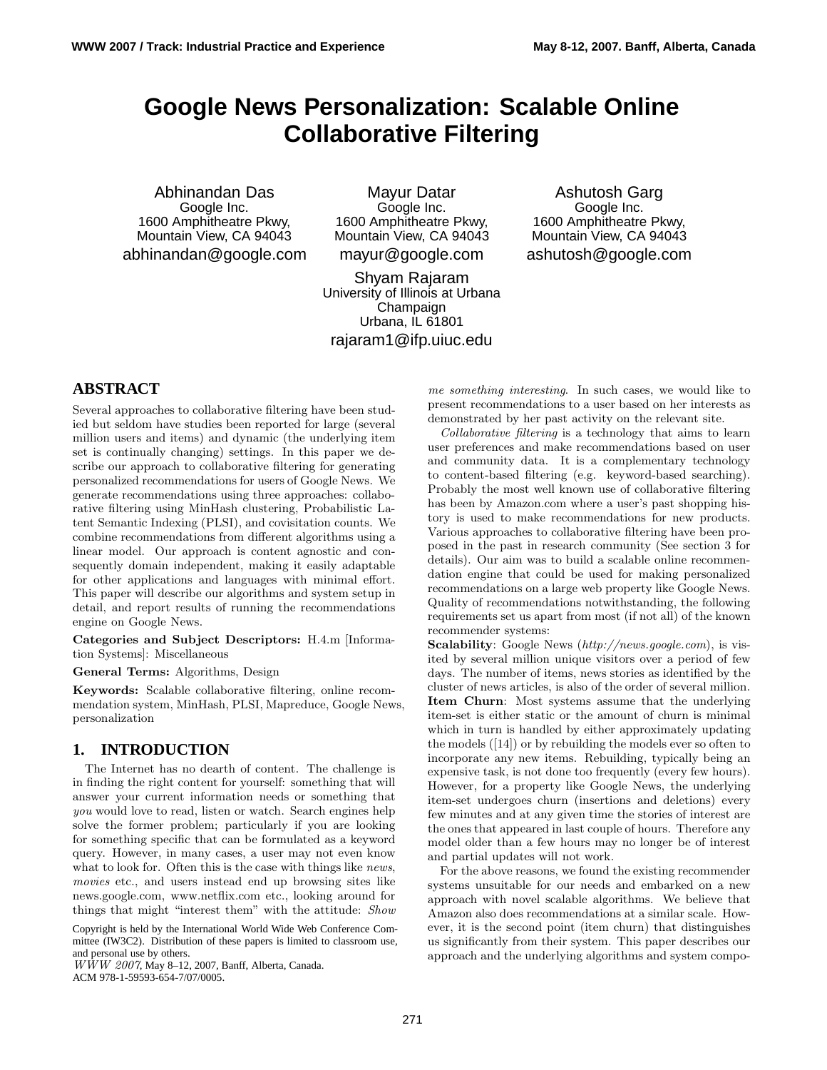# Google News Personalization: Scalable Online Collaborative Filtering

Abhinandan Das
Google Inc.
1600 Amphitheatre Pkwy,
Mountain View, CA 94043
abhinandan@google.com

Mayur Datar
Google Inc.
1600 Amphitheatre Pkwy,
Mountain View, CA 94043
mayur@google.com

Ashutosh Garg
Google Inc.
1600 Amphitheatre Pkwy,
Mountain View, CA 94043
ashutosh@google.com

Shyam Rajaram
University of Illinois at Urbana Champaign
Urbana, IL 61801
rajaram1@ifp.uiuc.edu

## ABSTRACT

Several approaches to collaborative filtering have been studied but seldom have studies been reported for large (several million users and items) and dynamic (the underlying item set is continually changing) settings. In this paper we describe our approach to collaborative filtering for generating personalized recommendations for users of Google News. We generate recommendations using three approaches: collaborative filtering using MinHash clustering, Probabilistic Latent Semantic Indexing (PLSI), and covisitation counts. We combine recommendations from different algorithms using a linear model. Our approach is content agnostic and consequently domain independent, making it easily adaptable for other applications and languages with minimal effort. This paper will describe our algorithms and system setup in detail, and report results of running the recommendations engine on Google News.

**Categories and Subject Descriptors:** H.4.m [Information Systems]: Miscellaneous

**General Terms:** Algorithms, Design

**Keywords:** Scalable collaborative filtering, online recommendation system, MinHash, PLSI, Mapreduce, Google News, personalization

## 1. INTRODUCTION

The Internet has no dearth of content. The challenge is in finding the right content for yourself: something that will answer your current information needs or something that *you* would love to read, listen or watch. Search engines help solve the former problem; particularly if you are looking for something specific that can be formulated as a keyword query. However, in many cases, a user may not even know what to look for. Often this is the case with things like *news*, *movies* etc., and users instead end up browsing sites like news.google.com, www.netflix.com etc., looking around for things that might "interest them" with the attitude: *Show me something interesting*. In such cases, we would like to present recommendations to a user based on her interests as demonstrated by her past activity on the relevant site.

*Collaborative filtering* is a technology that aims to learn user preferences and make recommendations based on user and community data. It is a complementary technology to content-based filtering (e.g. keyword-based searching). Probably the most well known use of collaborative filtering has been by Amazon.com where a user's past shopping history is used to make recommendations for new products. Various approaches to collaborative filtering have been proposed in the past in research community (See section 3 for details). Our aim was to build a scalable online recommendation engine that could be used for making personalized recommendations on a large web property like Google News. Quality of recommendations notwithstanding, the following requirements set us apart from most (if not all) of the known recommender systems:

**Scalability**: Google News (*http://news.google.com*), is visited by several million unique visitors over a period of few days. The number of items, news stories as identified by the cluster of news articles, is also of the order of several million.

**Item Churn**: Most systems assume that the underlying item-set is either static or the amount of churn is minimal which in turn is handled by either approximately updating the models ([14]) or by rebuilding the models ever so often to incorporate any new items. Rebuilding, typically being an expensive task, is not done too frequently (every few hours). However, for a property like Google News, the underlying item-set undergoes churn (insertions and deletions) every few minutes and at any given time the stories of interest are the ones that appeared in last couple of hours. Therefore any model older than a few hours may no longer be of interest and partial updates will not work.

For the above reasons, we found the existing recommender systems unsuitable for our needs and embarked on a new approach with novel scalable algorithms. We believe that Amazon also does recommendations at a similar scale. However, it is the second point (item churn) that distinguishes us significantly from their system. This paper describes our approach and the underlying algorithms and system compo-

Copyright is held by the International World Wide Web Conference Committee (IW3C2). Distribution of these papers is limited to classroom use, and personal use by others.
*WWW 2007*, May 8–12, 2007, Banff, Alberta, Canada.
ACM 978-1-59593-654-7/07/0005.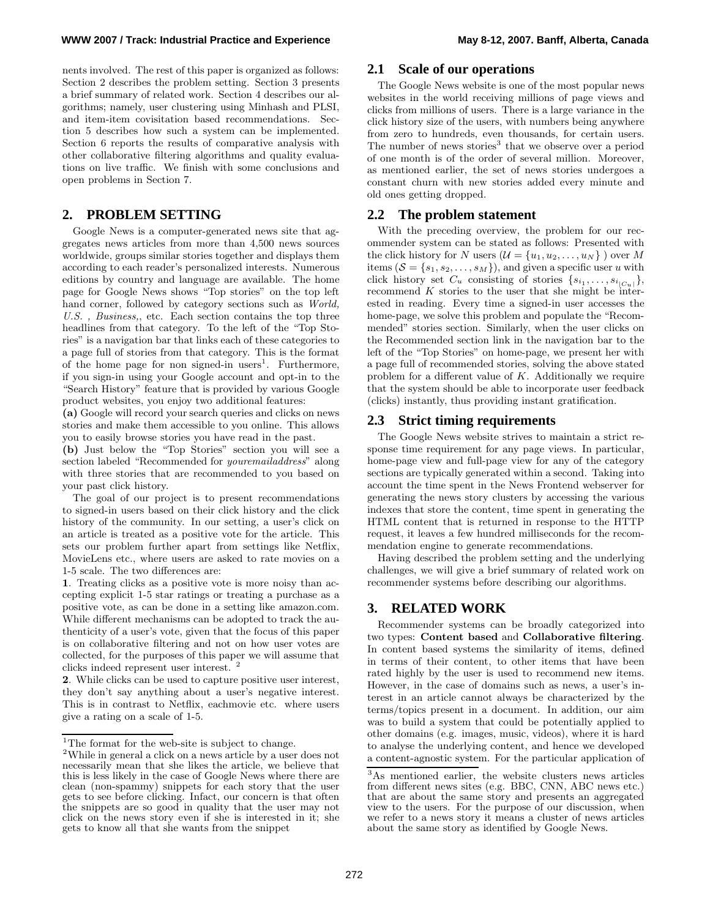nents involved. The rest of this paper is organized as follows: Section 2 describes the problem setting. Section 3 presents a brief summary of related work. Section 4 describes our algorithms; namely, user clustering using Minhash and PLSI, and item-item covisitation based recommendations. Section 5 describes how such a system can be implemented. Section 6 reports the results of comparative analysis with other collaborative filtering algorithms and quality evaluations on live traffic. We finish with some conclusions and open problems in Section 7.

## 2. PROBLEM SETTING

Google News is a computer-generated news site that aggregates news articles from more than 4,500 news sources worldwide, groups similar stories together and displays them according to each reader's personalized interests. Numerous editions by country and language are available. The home page for Google News shows "Top stories" on the top left hand corner, followed by category sections such as *World, U.S. , Business,*, etc. Each section contains the top three headlines from that category. To the left of the "Top Stories" is a navigation bar that links each of these categories to a page full of stories from that category. This is the format of the home page for non signed-in users[1]. Furthermore, if you sign-in using your Google account and opt-in to the "Search History" feature that is provided by various Google product websites, you enjoy two additional features:

**(a)** Google will record your search queries and clicks on news stories and make them accessible to you online. This allows you to easily browse stories you have read in the past.

**(b)** Just below the "Top Stories" section you will see a section labeled "Recommended for *youremailaddress*" along with three stories that are recommended to you based on your past click history.

The goal of our project is to present recommendations to signed-in users based on their click history and the click history of the community. In our setting, a user's click on an article is treated as a positive vote for the article. This sets our problem further apart from settings like Netflix, MovieLens etc., where users are asked to rate movies on a 1-5 scale. The two differences are:

**1**. Treating clicks as a positive vote is more noisy than accepting explicit 1-5 star ratings or treating a purchase as a positive vote, as can be done in a setting like amazon.com. While different mechanisms can be adopted to track the authenticity of a user's vote, given that the focus of this paper is on collaborative filtering and not on how user votes are collected, for the purposes of this paper we will assume that clicks indeed represent user interest. [2]

**2**. While clicks can be used to capture positive user interest, they don't say anything about a user's negative interest. This is in contrast to Netflix, eachmovie etc. where users give a rating on a scale of 1-5.

### 2.1 Scale of our operations

The Google News website is one of the most popular news websites in the world receiving millions of page views and clicks from millions of users. There is a large variance in the click history size of the users, with numbers being anywhere from zero to hundreds, even thousands, for certain users. The number of news stories[3] that we observe over a period of one month is of the order of several million. Moreover, as mentioned earlier, the set of news stories undergoes a constant churn with new stories added every minute and old ones getting dropped.

### 2.2 The problem statement

With the preceding overview, the problem for our recommender system can be stated as follows: Presented with the click history for $N$ users ($\mathcal{U} = \{u_1, u_2, \ldots, u_N\}$ ) over $M$ items ($\mathcal{S} = \{s_1, s_2, \ldots, s_M\}$), and given a specific user $u$ with click history set $C_u$ consisting of stories $\{s_{i_1}, \ldots, s_{i_{|C_u|}}\}$, recommend $K$ stories to the user that she might be interested in reading. Every time a signed-in user accesses the home-page, we solve this problem and populate the "Recommended" stories section. Similarly, when the user clicks on the Recommended section link in the navigation bar to the left of the "Top Stories" on home-page, we present her with a page full of recommended stories, solving the above stated problem for a different value of $K$. Additionally we require that the system should be able to incorporate user feedback (clicks) instantly, thus providing instant gratification.

### 2.3 Strict timing requirements

The Google News website strives to maintain a strict response time requirement for any page views. In particular, home-page view and full-page view for any of the category sections are typically generated within a second. Taking into account the time spent in the News Frontend webserver for generating the news story clusters by accessing the various indexes that store the content, time spent in generating the HTML content that is returned in response to the HTTP request, it leaves a few hundred milliseconds for the recommendation engine to generate recommendations.

Having described the problem setting and the underlying challenges, we will give a brief summary of related work on recommender systems before describing our algorithms.

## 3. RELATED WORK

Recommender systems can be broadly categorized into two types: **Content based** and **Collaborative filtering**. In content based systems the similarity of items, defined in terms of their content, to other items that have been rated highly by the user is used to recommend new items. However, in the case of domains such as news, a user's interest in an article cannot always be characterized by the terms/topics present in a document. In addition, our aim was to build a system that could be potentially applied to other domains (e.g. images, music, videos), where it is hard to analyse the underlying content, and hence we developed a content-agnostic system. For the particular application of

---

[1] The format for the web-site is subject to change.

[2] While in general a click on a news article by a user does not necessarily mean that she likes the article, we believe that this is less likely in the case of Google News where there are clean (non-spammy) snippets for each story that the user gets to see before clicking. Infact, our concern is that often the snippets are so good in quality that the user may not click on the news story even if she is interested in it; she gets to know all that she wants from the snippet

[3] As mentioned earlier, the website clusters news articles from different news sites (e.g. BBC, CNN, ABC news etc.) that are about the same story and presents an aggregated view to the users. For the purpose of our discussion, when we refer to a news story it means a cluster of news articles about the same story as identified by Google News.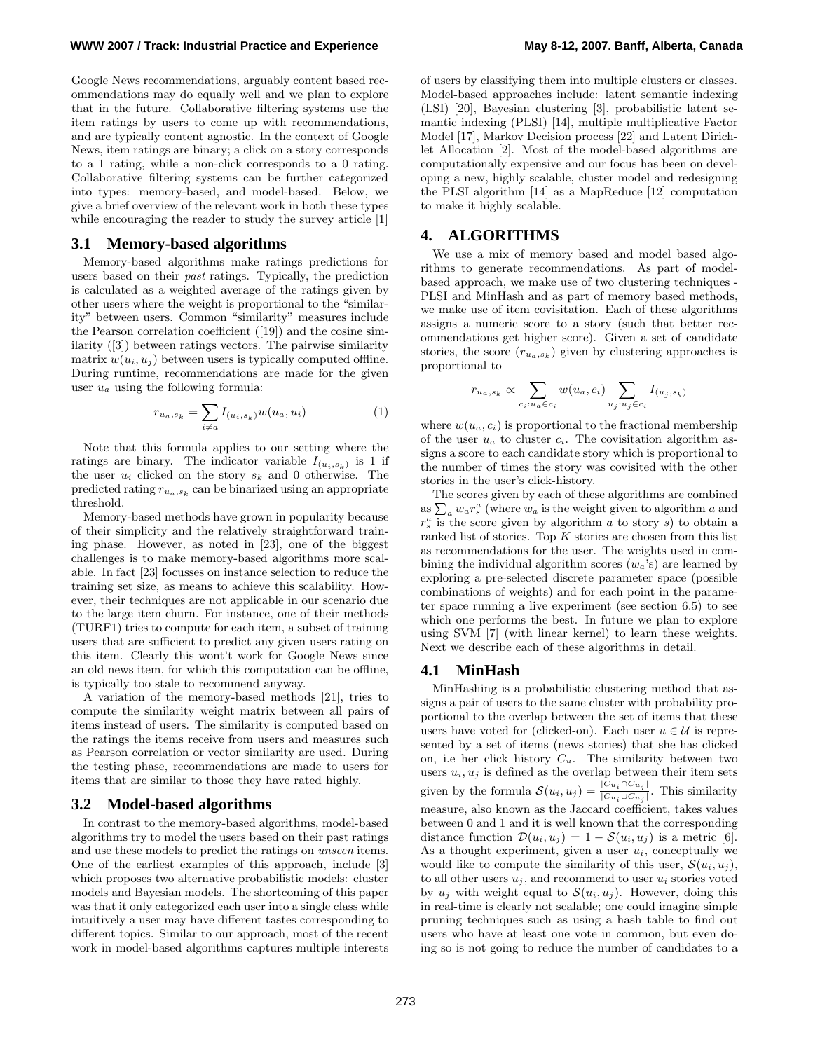Google News recommendations, arguably content based recommendations may do equally well and we plan to explore that in the future. Collaborative filtering systems use the item ratings by users to come up with recommendations, and are typically content agnostic. In the context of Google News, item ratings are binary; a click on a story corresponds to a 1 rating, while a non-click corresponds to a 0 rating. Collaborative filtering systems can be further categorized into types: memory-based, and model-based. Below, we give a brief overview of the relevant work in both these types while encouraging the reader to study the survey article [1]

### 3.1 Memory-based algorithms

Memory-based algorithms make ratings predictions for users based on their *past* ratings. Typically, the prediction is calculated as a weighted average of the ratings given by other users where the weight is proportional to the "similarity" between users. Common "similarity" measures include the Pearson correlation coefficient ([19]) and the cosine similarity ([3]) between ratings vectors. The pairwise similarity matrix $w(u_i, u_j)$ between users is typically computed offline. During runtime, recommendations are made for the given user $u_a$ using the following formula:

$$r_{u_a,s_k} = \sum_{i \neq a} I_{(u_i,s_k)} w(u_a, u_i) \quad (1)$$

Note that this formula applies to our setting where the ratings are binary. The indicator variable $I_{(u_i,s_k)}$ is 1 if the user $u_i$ clicked on the story $s_k$ and 0 otherwise. The predicted rating $r_{u_a,s_k}$ can be binarized using an appropriate threshold.

Memory-based methods have grown in popularity because of their simplicity and the relatively straightforward training phase. However, as noted in [23], one of the biggest challenges is to make memory-based algorithms more scalable. In fact [23] focusses on instance selection to reduce the training set size, as means to achieve this scalability. However, their techniques are not applicable in our scenario due to the large item churn. For instance, one of their methods (TURF1) tries to compute for each item, a subset of training users that are sufficient to predict any given users rating on this item. Clearly this won't work for Google News since an old news item, for which this computation can be offline, is typically too stale to recommend anyway.

A variation of the memory-based methods [21], tries to compute the similarity weight matrix between all pairs of items instead of users. The similarity is computed based on the ratings the items receive from users and measures such as Pearson correlation or vector similarity are used. During the testing phase, recommendations are made to users for items that are similar to those they have rated highly.

### 3.2 Model-based algorithms

In contrast to the memory-based algorithms, model-based algorithms try to model the users based on their past ratings and use these models to predict the ratings on *unseen* items. One of the earliest examples of this approach, include [3] which proposes two alternative probabilistic models: cluster models and Bayesian models. The shortcoming of this paper was that it only categorized each user into a single class while intuitively a user may have different tastes corresponding to different topics. Similar to our approach, most of the recent work in model-based algorithms captures multiple interests of users by classifying them into multiple clusters or classes. Model-based approaches include: latent semantic indexing (LSI) [20], Bayesian clustering [3], probabilistic latent semantic indexing (PLSI) [14], multiple multiplicative Factor Model [17], Markov Decision process [22] and Latent Dirichlet Allocation [2]. Most of the model-based algorithms are computationally expensive and our focus has been on developing a new, highly scalable, cluster model and redesigning the PLSI algorithm [14] as a MapReduce [12] computation to make it highly scalable.

## 4. ALGORITHMS

We use a mix of memory based and model based algorithms to generate recommendations. As part of model-based approach, we make use of two clustering techniques - PLSI and MinHash and as part of memory based methods, we make use of item covisitation. Each of these algorithms assigns a numeric score to a story (such that better recommendations get higher score). Given a set of candidate stories, the score $(r_{u_a,s_k})$ given by clustering approaches is proportional to

$$r_{u_a,s_k} \propto \sum_{c_i : u_a \in c_i} w(u_a, c_i) \sum_{u_j : u_j \in c_i} I_{(u_j,s_k)}$$

where $w(u_a, c_i)$ is proportional to the fractional membership of the user $u_a$ to cluster $c_i$. The covisitation algorithm assigns a score to each candidate story which is proportional to the number of times the story was covisited with the other stories in the user's click-history.

The scores given by each of these algorithms are combined as $\sum_a w_a r_s^a$ (where $w_a$ is the weight given to algorithm $a$ and $r_s^a$ is the score given by algorithm $a$ to story $s$) to obtain a ranked list of stories. Top $K$ stories are chosen from this list as recommendations for the user. The weights used in combining the individual algorithm scores ($w_a$'s) are learned by exploring a pre-selected discrete parameter space (possible combinations of weights) and for each point in the parameter space running a live experiment (see section 6.5) to see which one performs the best. In future we plan to explore using SVM [7] (with linear kernel) to learn these weights. Next we describe each of these algorithms in detail.

### 4.1 MinHash

MinHashing is a probabilistic clustering method that assigns a pair of users to the same cluster with probability proportional to the overlap between the set of items that these users have voted for (clicked-on). Each user $u \in \mathcal{U}$ is represented by a set of items (news stories) that she has clicked on, i.e her click history $C_u$. The similarity between two users $u_i, u_j$ is defined as the overlap between their item sets given by the formula $\mathcal{S}(u_i, u_j) = \frac{|C_{u_i} \cap C_{u_j}|}{|C_{u_i} \cup C_{u_j}|}$. This similarity measure, also known as the Jaccard coefficient, takes values between 0 and 1 and it is well known that the corresponding distance function $\mathcal{D}(u_i, u_j) = 1 - \mathcal{S}(u_i, u_j)$ is a metric [6]. As a thought experiment, given a user $u_i$, conceptually we would like to compute the similarity of this user, $\mathcal{S}(u_i, u_j)$, to all other users $u_j$, and recommend to user $u_i$ stories voted by $u_j$ with weight equal to $\mathcal{S}(u_i, u_j)$. However, doing this in real-time is clearly not scalable; one could imagine simple pruning techniques such as using a hash table to find out users who have at least one vote in common, but even doing so is not going to reduce the number of candidates to a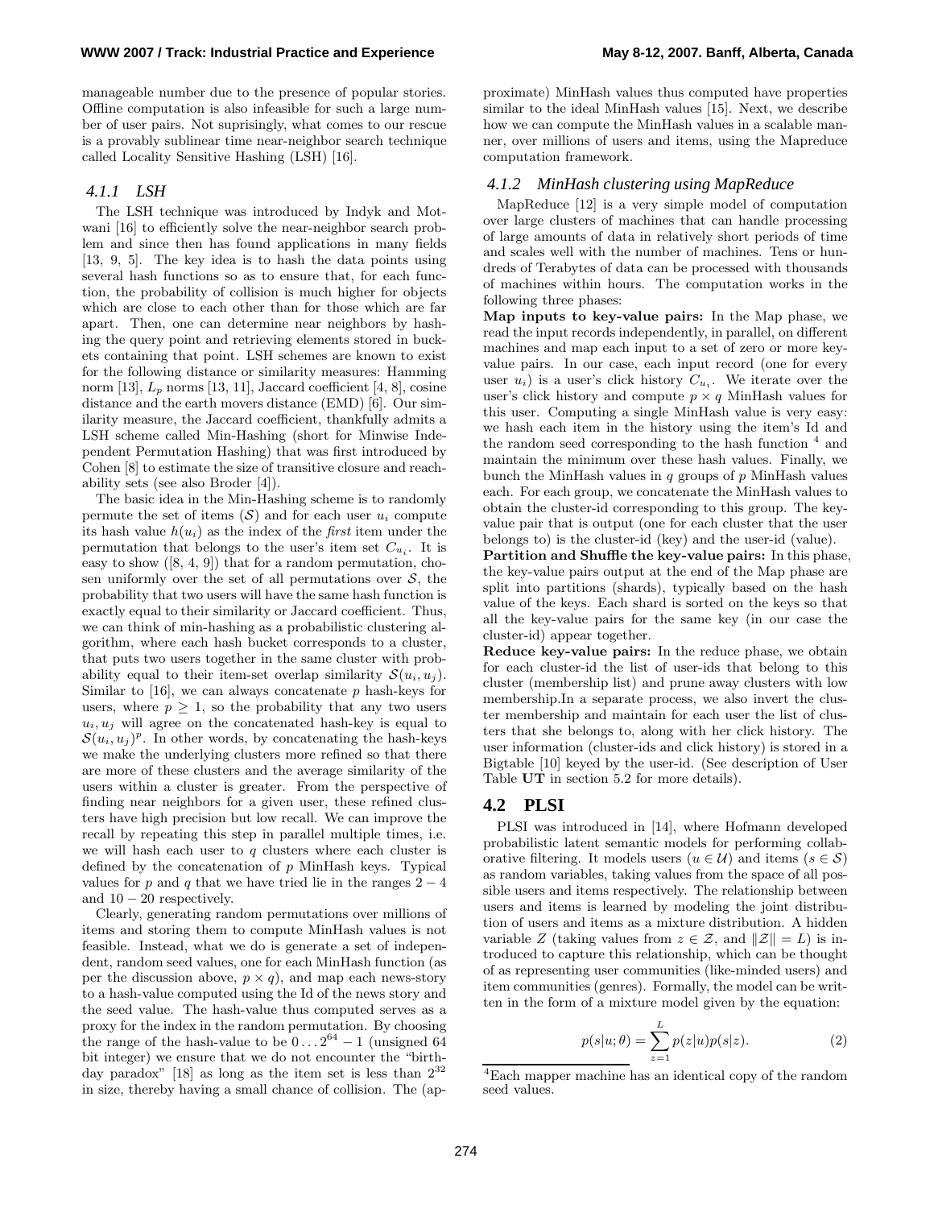manageable number due to the presence of popular stories. Offline computation is also infeasible for such a large number of user pairs. Not suprisingly, what comes to our rescue is a provably sublinear time near-neighbor search technique called Locality Sensitive Hashing (LSH) [16].

#### *4.1.1 LSH*

The LSH technique was introduced by Indyk and Motwani [16] to efficiently solve the near-neighbor search problem and since then has found applications in many fields [13, 9, 5]. The key idea is to hash the data points using several hash functions so as to ensure that, for each function, the probability of collision is much higher for objects which are close to each other than for those which are far apart. Then, one can determine near neighbors by hashing the query point and retrieving elements stored in buckets containing that point. LSH schemes are known to exist for the following distance or similarity measures: Hamming norm [13], $L_p$ norms [13, 11], Jaccard coefficient [4, 8], cosine distance and the earth movers distance (EMD) [6]. Our similarity measure, the Jaccard coefficient, thankfully admits a LSH scheme called Min-Hashing (short for Minwise Independent Permutation Hashing) that was first introduced by Cohen [8] to estimate the size of transitive closure and reachability sets (see also Broder [4]).

The basic idea in the Min-Hashing scheme is to randomly permute the set of items ($\mathcal{S}$) and for each user $u_i$ compute its hash value $h(u_i)$ as the index of the *first* item under the permutation that belongs to the user's item set $C_{u_i}$. It is easy to show ([8, 4, 9]) that for a random permutation, chosen uniformly over the set of all permutations over $\mathcal{S}$, the probability that two users will have the same hash function is exactly equal to their similarity or Jaccard coefficient. Thus, we can think of min-hashing as a probabilistic clustering algorithm, where each hash bucket corresponds to a cluster, that puts two users together in the same cluster with probability equal to their item-set overlap similarity $\mathcal{S}(u_i, u_j)$. Similar to [16], we can always concatenate $p$ hash-keys for users, where $p \geq 1$, so the probability that any two users $u_i, u_j$ will agree on the concatenated hash-key is equal to $\mathcal{S}(u_i, u_j)^p$. In other words, by concatenating the hash-keys we make the underlying clusters more refined so that there are more of these clusters and the average similarity of the users within a cluster is greater. From the perspective of finding near neighbors for a given user, these refined clusters have high precision but low recall. We can improve the recall by repeating this step in parallel multiple times, i.e. we will hash each user to $q$ clusters where each cluster is defined by the concatenation of $p$ MinHash keys. Typical values for $p$ and $q$ that we have tried lie in the ranges $2-4$ and $10-20$ respectively.

Clearly, generating random permutations over millions of items and storing them to compute MinHash values is not feasible. Instead, what we do is generate a set of independent, random seed values, one for each MinHash function (as per the discussion above, $p \times q$), and map each news-story to a hash-value computed using the Id of the news story and the seed value. The hash-value thus computed serves as a proxy for the index in the random permutation. By choosing the range of the hash-value to be $0 \ldots 2^{64}-1$ (unsigned 64 bit integer) we ensure that we do not encounter the "birthday paradox" [18] as long as the item set is less than $2^{32}$ in size, thereby having a small chance of collision. The (approximate) MinHash values thus computed have properties similar to the ideal MinHash values [15]. Next, we describe how we can compute the MinHash values in a scalable manner, over millions of users and items, using the Mapreduce computation framework.

#### *4.1.2 MinHash clustering using MapReduce*

MapReduce [12] is a very simple model of computation over large clusters of machines that can handle processing of large amounts of data in relatively short periods of time and scales well with the number of machines. Tens or hundreds of Terabytes of data can be processed with thousands of machines within hours. The computation works in the following three phases:

**Map inputs to key-value pairs:** In the Map phase, we read the input records independently, in parallel, on different machines and map each input to a set of zero or more key-value pairs. In our case, each input record (one for every user $u_i$) is a user's click history $C_{u_i}$. We iterate over the user's click history and compute $p \times q$ MinHash values for this user. Computing a single MinHash value is very easy: we hash each item in the history using the item's Id and the random seed corresponding to the hash function [4] and maintain the minimum over these hash values. Finally, we bunch the MinHash values in $q$ groups of $p$ MinHash values each. For each group, we concatenate the MinHash values to obtain the cluster-id corresponding to this group. The key-value pair that is output (one for each cluster that the user belongs to) is the cluster-id (key) and the user-id (value).

**Partition and Shuffle the key-value pairs:** In this phase, the key-value pairs output at the end of the Map phase are split into partitions (shards), typically based on the hash value of the keys. Each shard is sorted on the keys so that all the key-value pairs for the same key (in our case the cluster-id) appear together.

**Reduce key-value pairs:** In the reduce phase, we obtain for each cluster-id the list of user-ids that belong to this cluster (membership list) and prune away clusters with low membership.In a separate process, we also invert the cluster membership and maintain for each user the list of clusters that she belongs to, along with her click history. The user information (cluster-ids and click history) is stored in a Bigtable [10] keyed by the user-id. (See description of User Table **UT** in section 5.2 for more details).

## 4.2 PLSI

PLSI was introduced in [14], where Hofmann developed probabilistic latent semantic models for performing collaborative filtering. It models users ($u \in \mathcal{U}$) and items ($s \in \mathcal{S}$) as random variables, taking values from the space of all possible users and items respectively. The relationship between users and items is learned by modeling the joint distribution of users and items as a mixture distribution. A hidden variable $Z$ (taking values from $z \in \mathcal{Z}$, and $\|\mathcal{Z}\| = L$) is introduced to capture this relationship, which can be thought of as representing user communities (like-minded users) and item communities (genres). Formally, the model can be written in the form of a mixture model given by the equation:

$$p(s|u;\theta) = \sum_{z=1}^{L} p(z|u)p(s|z). \tag{2}$$

[4] Each mapper machine has an identical copy of the random seed values.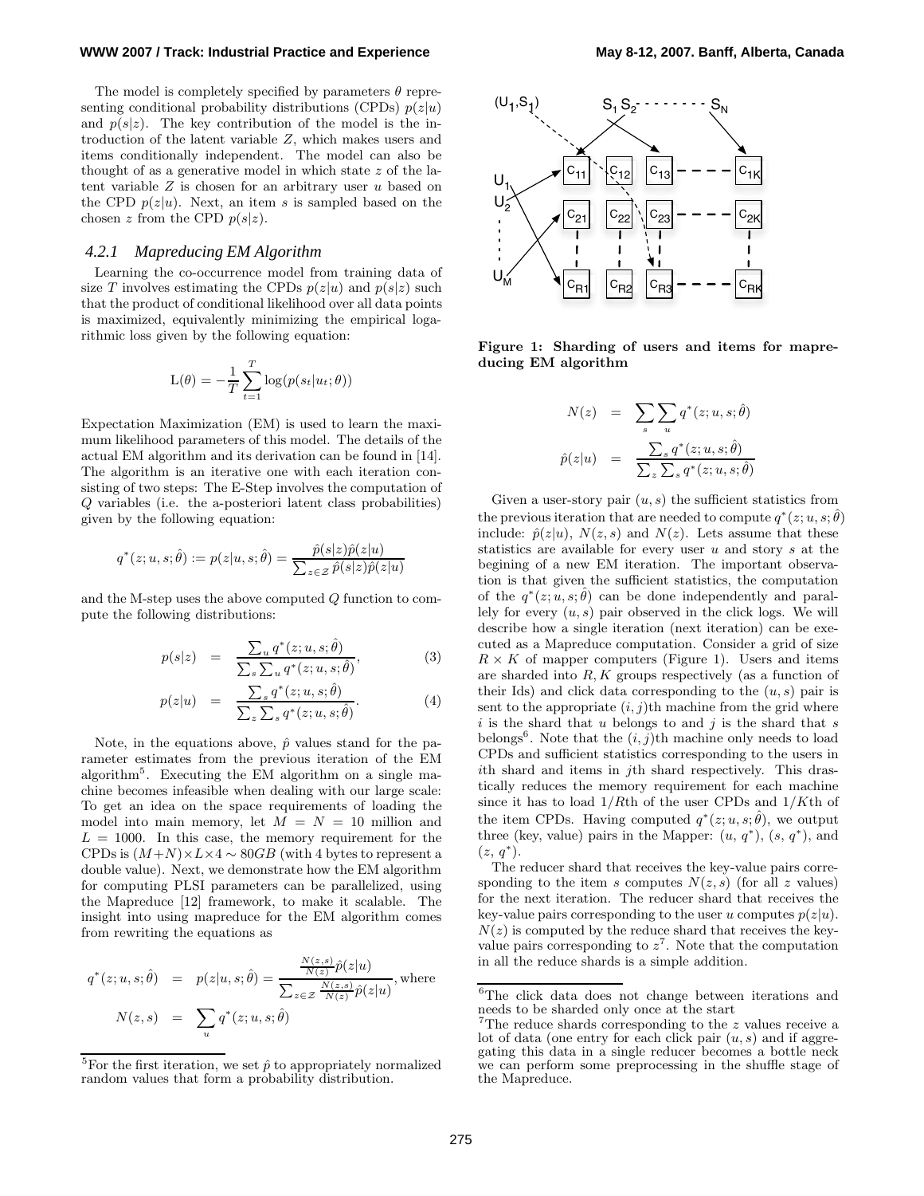The model is completely specified by parameters $\theta$ representing conditional probability distributions (CPDs) $p(z|u)$ and $p(s|z)$. The key contribution of the model is the introduction of the latent variable $Z$, which makes users and items conditionally independent. The model can also be thought of as a generative model in which state $z$ of the latent variable $Z$ is chosen for an arbitrary user $u$ based on the CPD $p(z|u)$. Next, an item $s$ is sampled based on the chosen $z$ from the CPD $p(s|z)$.

### 4.2.1 Mapreducing EM Algorithm

Learning the co-occurrence model from training data of size $T$ involves estimating the CPDs $p(z|u)$ and $p(s|z)$ such that the product of conditional likelihood over all data points is maximized, equivalently minimizing the empirical logarithmic loss given by the following equation:

$$\mathrm{L}(\theta) = -\frac{1}{T}\sum_{t=1}^{T}\log(p(s_t|u_t;\theta))$$

Expectation Maximization (EM) is used to learn the maximum likelihood parameters of this model. The details of the actual EM algorithm and its derivation can be found in [14]. The algorithm is an iterative one with each iteration consisting of two steps: The E-Step involves the computation of $Q$ variables (i.e. the a-posteriori latent class probabilities) given by the following equation:

$$q^*(z;u,s;\hat{\theta}) := p(z|u,s;\hat{\theta}) = \frac{\hat{p}(s|z)\hat{p}(z|u)}{\sum_{z\in\mathcal{Z}}\hat{p}(s|z)\hat{p}(z|u)}$$

and the M-step uses the above computed $Q$ function to compute the following distributions:

$$p(s|z) = \frac{\sum_u q^*(z;u,s;\hat{\theta})}{\sum_s\sum_u q^*(z;u,s;\hat{\theta})}, \quad (3)$$

$$p(z|u) = \frac{\sum_s q^*(z;u,s;\hat{\theta})}{\sum_z\sum_s q^*(z;u,s;\hat{\theta})}. \quad (4)$$

Note, in the equations above, $\hat{p}$ values stand for the parameter estimates from the previous iteration of the EM algorithm[5]. Executing the EM algorithm on a single machine becomes infeasible when dealing with our large scale: To get an idea on the space requirements of loading the model into main memory, let $M = N = 10$ million and $L = 1000$. In this case, the memory requirement for the CPDs is $(M+N)\times L\times 4 \sim 80GB$ (with 4 bytes to represent a double value). Next, we demonstrate how the EM algorithm for computing PLSI parameters can be parallelized, using the Mapreduce [12] framework, to make it scalable. The insight into using mapreduce for the EM algorithm comes from rewriting the equations as

$$q^*(z;u,s;\hat{\theta}) = p(z|u,s;\hat{\theta}) = \frac{\frac{N(z,s)}{N(z)}\hat{p}(z|u)}{\sum_{z\in\mathcal{Z}}\frac{N(z,s)}{N(z)}\hat{p}(z|u)}, \text{where}$$

$$N(z,s) = \sum_u q^*(z;u,s;\hat{\theta})$$

$$N(z) = \sum_s\sum_u q^*(z;u,s;\hat{\theta})$$

$$\hat{p}(z|u) = \frac{\sum_s q^*(z;u,s;\hat{\theta})}{\sum_z\sum_s q^*(z;u,s;\hat{\theta})}$$

**Figure 1: Sharding of users and items for mapreducing EM algorithm**

Given a user-story pair $(u,s)$ the sufficient statistics from the previous iteration that are needed to compute $q^*(z;u,s;\hat{\theta})$ include: $\hat{p}(z|u)$, $N(z,s)$ and $N(z)$. Lets assume that these statistics are available for every user $u$ and story $s$ at the begining of a new EM iteration. The important observation is that given the sufficient statistics, the computation of the $q^*(z;u,s;\hat{\theta})$ can be done independently and parallely for every $(u,s)$ pair observed in the click logs. We will describe how a single iteration (next iteration) can be executed as a Mapreduce computation. Consider a grid of size $R\times K$ of mapper computers (Figure 1). Users and items are sharded into $R, K$ groups respectively (as a function of their Ids) and click data corresponding to the $(u,s)$ pair is sent to the appropriate $(i,j)$th machine from the grid where $i$ is the shard that $u$ belongs to and $j$ is the shard that $s$ belongs[6]. Note that the $(i,j)$th machine only needs to load CPDs and sufficient statistics corresponding to the users in $i$th shard and items in $j$th shard respectively. This drastically reduces the memory requirement for each machine since it has to load $1/R$th of the user CPDs and $1/K$th of the item CPDs. Having computed $q^*(z;u,s;\hat{\theta})$, we output three (key, value) pairs in the Mapper: $(u, q^*)$, $(s, q^*)$, and $(z, q^*)$.

The reducer shard that receives the key-value pairs corresponding to the item $s$ computes $N(z,s)$ (for all $z$ values) for the next iteration. The reducer shard that receives the key-value pairs corresponding to the user $u$ computes $p(z|u)$. $N(z)$ is computed by the reduce shard that receives the key-value pairs corresponding to $z$[7]. Note that the computation in all the reduce shards is a simple addition.

[5] For the first iteration, we set $\hat{p}$ to appropriately normalized random values that form a probability distribution.

[6] The click data does not change between iterations and needs to be sharded only once at the start

[7] The reduce shards corresponding to the $z$ values receive a lot of data (one entry for each click pair $(u,s)$ and if aggregating this data in a single reducer becomes a bottle neck we can perform some preprocessing in the shuffle stage of the Mapreduce.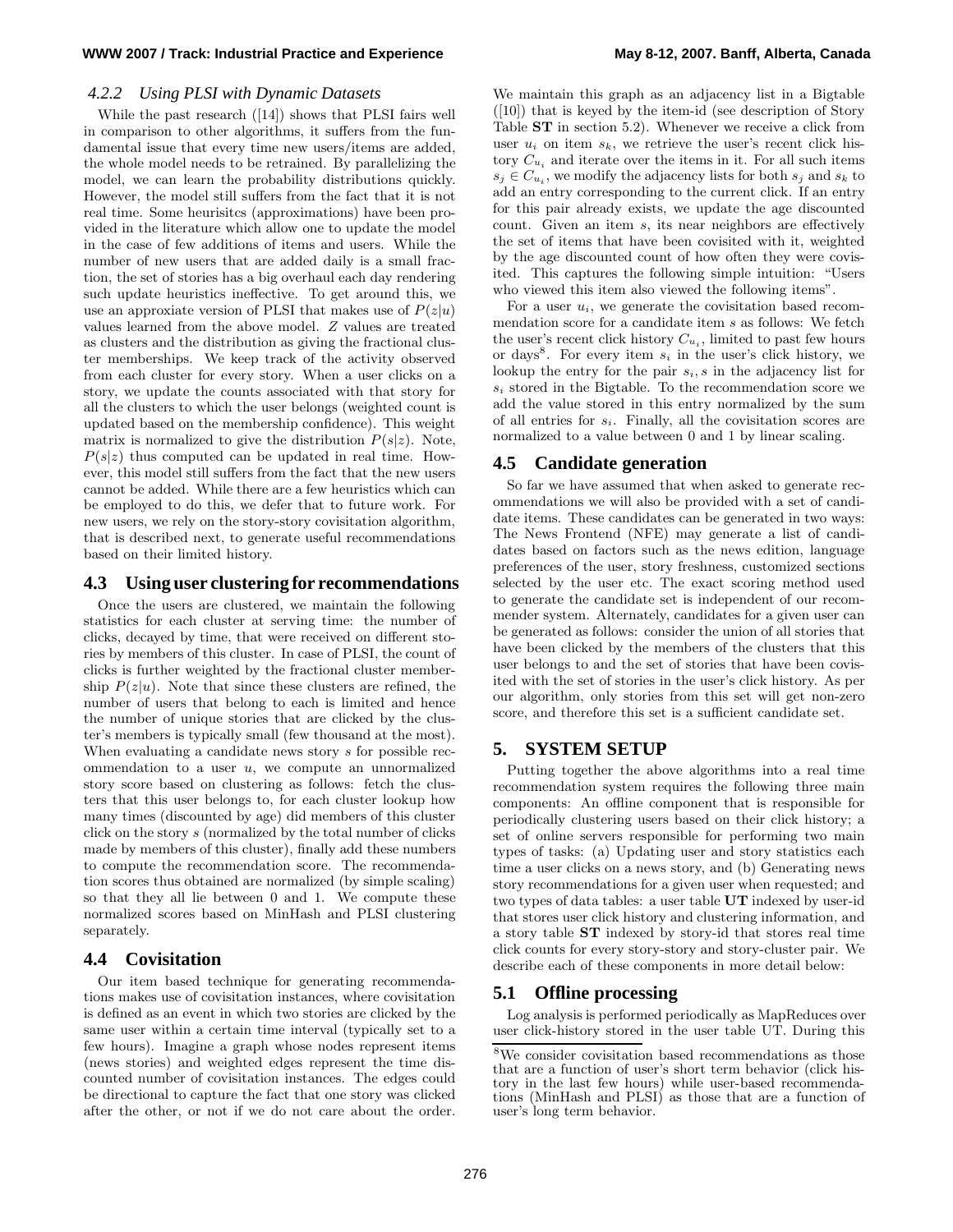#### 4.2.2 Using PLSI with Dynamic Datasets

While the past research ([14]) shows that PLSI fairs well in comparison to other algorithms, it suffers from the fundamental issue that every time new users/items are added, the whole model needs to be retrained. By parallelizing the model, we can learn the probability distributions quickly. However, the model still suffers from the fact that it is not real time. Some heurisitcs (approximations) have been provided in the literature which allow one to update the model in the case of few additions of items and users. While the number of new users that are added daily is a small fraction, the set of stories has a big overhaul each day rendering such update heuristics ineffective. To get around this, we use an approxiate version of PLSI that makes use of $P(z|u)$ values learned from the above model. $Z$ values are treated as clusters and the distribution as giving the fractional cluster memberships. We keep track of the activity observed from each cluster for every story. When a user clicks on a story, we update the counts associated with that story for all the clusters to which the user belongs (weighted count is updated based on the membership confidence). This weight matrix is normalized to give the distribution $P(s|z)$. Note, $P(s|z)$ thus computed can be updated in real time. However, this model still suffers from the fact that the new users cannot be added. While there are a few heuristics which can be employed to do this, we defer that to future work. For new users, we rely on the story-story covisitation algorithm, that is described next, to generate useful recommendations based on their limited history.

## 4.3 Using user clustering for recommendations

Once the users are clustered, we maintain the following statistics for each cluster at serving time: the number of clicks, decayed by time, that were received on different stories by members of this cluster. In case of PLSI, the count of clicks is further weighted by the fractional cluster membership $P(z|u)$. Note that since these clusters are refined, the number of users that belong to each is limited and hence the number of unique stories that are clicked by the cluster's members is typically small (few thousand at the most). When evaluating a candidate news story $s$ for possible recommendation to a user $u$, we compute an unnormalized story score based on clustering as follows: fetch the clusters that this user belongs to, for each cluster lookup how many times (discounted by age) did members of this cluster click on the story $s$ (normalized by the total number of clicks made by members of this cluster), finally add these numbers to compute the recommendation score. The recommendation scores thus obtained are normalized (by simple scaling) so that they all lie between 0 and 1. We compute these normalized scores based on MinHash and PLSI clustering separately.

## 4.4 Covisitation

Our item based technique for generating recommendations makes use of covisitation instances, where covisitation is defined as an event in which two stories are clicked by the same user within a certain time interval (typically set to a few hours). Imagine a graph whose nodes represent items (news stories) and weighted edges represent the time discounted number of covisitation instances. The edges could be directional to capture the fact that one story was clicked after the other, or not if we do not care about the order. We maintain this graph as an adjacency list in a Bigtable ([10]) that is keyed by the item-id (see description of Story Table **ST** in section 5.2). Whenever we receive a click from user $u_i$ on item $s_k$, we retrieve the user's recent click history $C_{u_i}$ and iterate over the items in it. For all such items $s_j \in C_{u_i}$, we modify the adjacency lists for both $s_j$ and $s_k$ to add an entry corresponding to the current click. If an entry for this pair already exists, we update the age discounted count. Given an item $s$, its near neighbors are effectively the set of items that have been covisited with it, weighted by the age discounted count of how often they were covisited. This captures the following simple intuition: "Users who viewed this item also viewed the following items".

For a user $u_i$, we generate the covisitation based recommendation score for a candidate item $s$ as follows: We fetch the user's recent click history $C_{u_i}$, limited to past few hours or days[8]. For every item $s_i$ in the user's click history, we lookup the entry for the pair $s_i, s$ in the adjacency list for $s_i$ stored in the Bigtable. To the recommendation score we add the value stored in this entry normalized by the sum of all entries for $s_i$. Finally, all the covisitation scores are normalized to a value between 0 and 1 by linear scaling.

## 4.5 Candidate generation

So far we have assumed that when asked to generate recommendations we will also be provided with a set of candidate items. These candidates can be generated in two ways: The News Frontend (NFE) may generate a list of candidates based on factors such as the news edition, language preferences of the user, story freshness, customized sections selected by the user etc. The exact scoring method used to generate the candidate set is independent of our recommender system. Alternately, candidates for a given user can be generated as follows: consider the union of all stories that have been clicked by the members of the clusters that this user belongs to and the set of stories that have been covisited with the set of stories in the user's click history. As per our algorithm, only stories from this set will get non-zero score, and therefore this set is a sufficient candidate set.

# 5. SYSTEM SETUP

Putting together the above algorithms into a real time recommendation system requires the following three main components: An offline component that is responsible for periodically clustering users based on their click history; a set of online servers responsible for performing two main types of tasks: (a) Updating user and story statistics each time a user clicks on a news story, and (b) Generating news story recommendations for a given user when requested; and two types of data tables: a user table **UT** indexed by user-id that stores user click history and clustering information, and a story table **ST** indexed by story-id that stores real time click counts for every story-story and story-cluster pair. We describe each of these components in more detail below:

## 5.1 Offline processing

Log analysis is performed periodically as MapReduces over user click-history stored in the user table UT. During this

---

[8] We consider covisitation based recommendations as those that are a function of user's short term behavior (click history in the last few hours) while user-based recommendations (MinHash and PLSI) as those that are a function of user's long term behavior.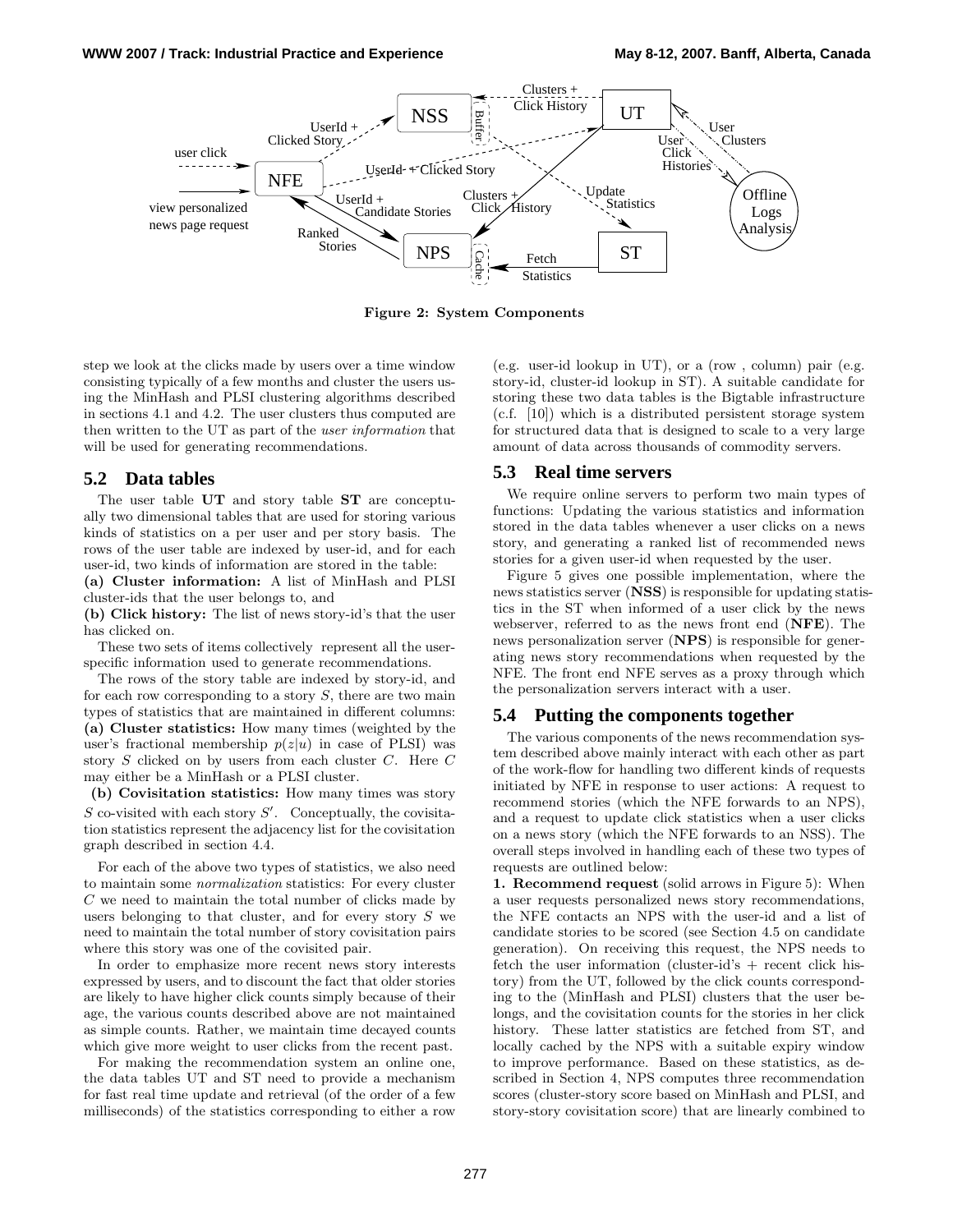NSS

Buffer

Clusters +
Click History

UT

UserId +
Clicked Story

user click

NFE

UserId + Clicked Story

User
Click
Histories

User
Clusters

view personalized
news page request

UserId +
Candidate Stories

Clusters +
Click History

Update
Statistics

Offline
Logs
Analysis

Ranked
Stories

NPS

Cache

Fetch
Statistics

ST

**Figure 2: System Components**

step we look at the clicks made by users over a time window consisting typically of a few months and cluster the users using the MinHash and PLSI clustering algorithms described in sections 4.1 and 4.2. The user clusters thus computed are then written to the UT as part of the *user information* that will be used for generating recommendations.

## 5.2 Data tables

The user table **UT** and story table **ST** are conceptually two dimensional tables that are used for storing various kinds of statistics on a per user and per story basis. The rows of the user table are indexed by user-id, and for each user-id, two kinds of information are stored in the table:

**(a) Cluster information:** A list of MinHash and PLSI cluster-ids that the user belongs to, and

**(b) Click history:** The list of news story-id's that the user has clicked on.

These two sets of items collectively represent all the user-specific information used to generate recommendations.

The rows of the story table are indexed by story-id, and for each row corresponding to a story $S$, there are two main types of statistics that are maintained in different columns:

**(a) Cluster statistics:** How many times (weighted by the user's fractional membership $p(z|u)$ in case of PLSI) was story $S$ clicked on by users from each cluster $C$. Here $C$ may either be a MinHash or a PLSI cluster.

**(b) Covisitation statistics:** How many times was story $S$ co-visited with each story $S'$. Conceptually, the covisitation statistics represent the adjacency list for the covisitation graph described in section 4.4.

For each of the above two types of statistics, we also need to maintain some *normalization* statistics: For every cluster $C$ we need to maintain the total number of clicks made by users belonging to that cluster, and for every story $S$ we need to maintain the total number of story covisitation pairs where this story was one of the covisited pair.

In order to emphasize more recent news story interests expressed by users, and to discount the fact that older stories are likely to have higher click counts simply because of their age, the various counts described above are not maintained as simple counts. Rather, we maintain time decayed counts which give more weight to user clicks from the recent past.

For making the recommendation system an online one, the data tables UT and ST need to provide a mechanism for fast real time update and retrieval (of the order of a few milliseconds) of the statistics corresponding to either a row (e.g. user-id lookup in UT), or a (row , column) pair (e.g. story-id, cluster-id lookup in ST). A suitable candidate for storing these two data tables is the Bigtable infrastructure (c.f. [10]) which is a distributed persistent storage system for structured data that is designed to scale to a very large amount of data across thousands of commodity servers.

## 5.3 Real time servers

We require online servers to perform two main types of functions: Updating the various statistics and information stored in the data tables whenever a user clicks on a news story, and generating a ranked list of recommended news stories for a given user-id when requested by the user.

Figure 5 gives one possible implementation, where the news statistics server (**NSS**) is responsible for updating statistics in the ST when informed of a user click by the news webserver, referred to as the news front end (**NFE**). The news personalization server (**NPS**) is responsible for generating news story recommendations when requested by the NFE. The front end NFE serves as a proxy through which the personalization servers interact with a user.

## 5.4 Putting the components together

The various components of the news recommendation system described above mainly interact with each other as part of the work-flow for handling two different kinds of requests initiated by NFE in response to user actions: A request to recommend stories (which the NFE forwards to an NPS), and a request to update click statistics when a user clicks on a news story (which the NFE forwards to an NSS). The overall steps involved in handling each of these two types of requests are outlined below:

**1. Recommend request** (solid arrows in Figure 5): When a user requests personalized news story recommendations, the NFE contacts an NPS with the user-id and a list of candidate stories to be scored (see Section 4.5 on candidate generation). On receiving this request, the NPS needs to fetch the user information (cluster-id's + recent click history) from the UT, followed by the click counts corresponding to the (MinHash and PLSI) clusters that the user belongs, and the covisitation counts for the stories in her click history. These latter statistics are fetched from ST, and locally cached by the NPS with a suitable expiry window to improve performance. Based on these statistics, as described in Section 4, NPS computes three recommendation scores (cluster-story score based on MinHash and PLSI, and story-story covisitation score) that are linearly combined to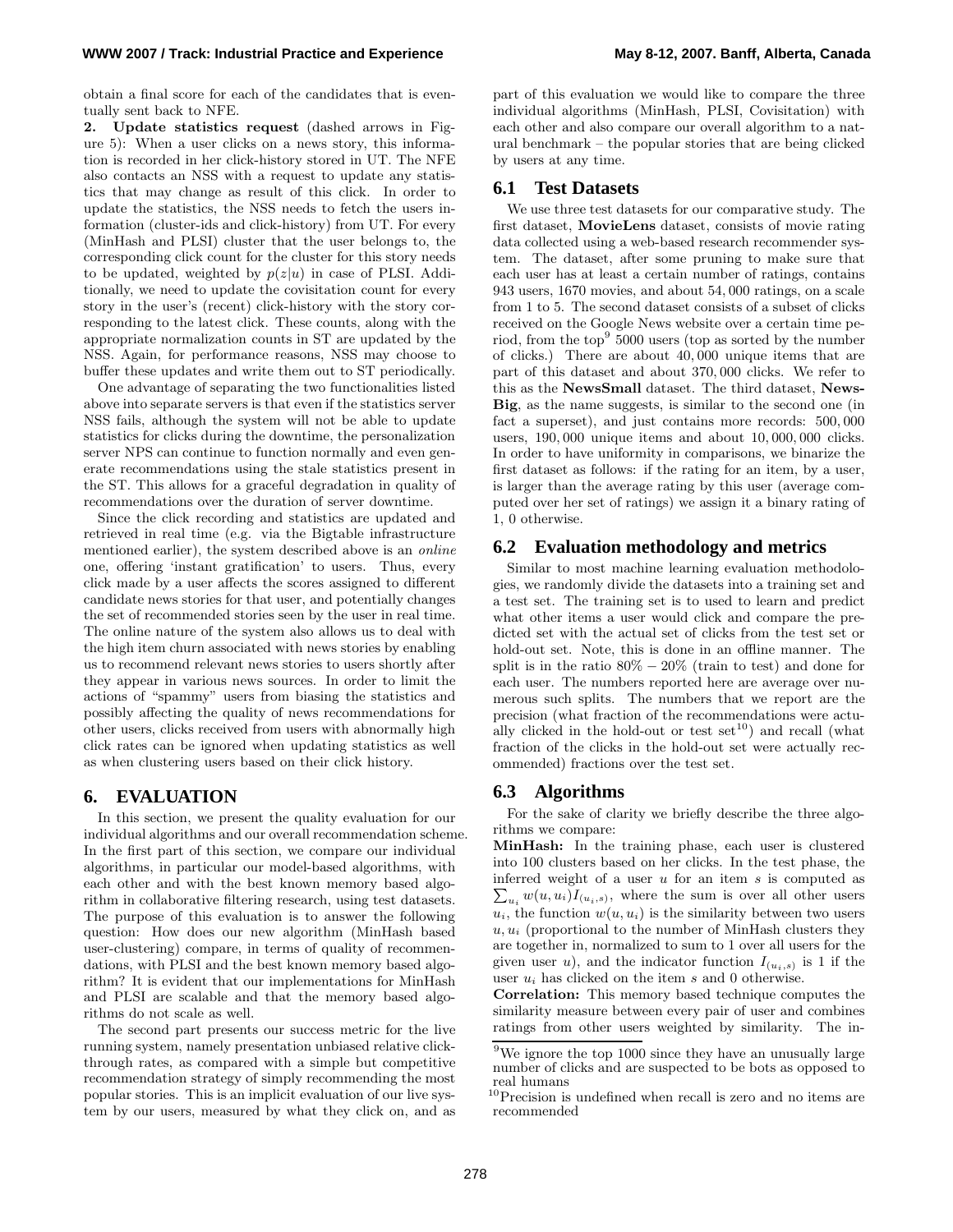obtain a final score for each of the candidates that is eventually sent back to NFE.

**2. Update statistics request** (dashed arrows in Figure 5): When a user clicks on a news story, this information is recorded in her click-history stored in UT. The NFE also contacts an NSS with a request to update any statistics that may change as result of this click. In order to update the statistics, the NSS needs to fetch the users information (cluster-ids and click-history) from UT. For every (MinHash and PLSI) cluster that the user belongs to, the corresponding click count for the cluster for this story needs to be updated, weighted by $p(z|u)$ in case of PLSI. Additionally, we need to update the covisitation count for every story in the user's (recent) click-history with the story corresponding to the latest click. These counts, along with the appropriate normalization counts in ST are updated by the NSS. Again, for performance reasons, NSS may choose to buffer these updates and write them out to ST periodically.

One advantage of separating the two functionalities listed above into separate servers is that even if the statistics server NSS fails, although the system will not be able to update statistics for clicks during the downtime, the personalization server NPS can continue to function normally and even generate recommendations using the stale statistics present in the ST. This allows for a graceful degradation in quality of recommendations over the duration of server downtime.

Since the click recording and statistics are updated and retrieved in real time (e.g. via the Bigtable infrastructure mentioned earlier), the system described above is an *online* one, offering 'instant gratification' to users. Thus, every click made by a user affects the scores assigned to different candidate news stories for that user, and potentially changes the set of recommended stories seen by the user in real time. The online nature of the system also allows us to deal with the high item churn associated with news stories by enabling us to recommend relevant news stories to users shortly after they appear in various news sources. In order to limit the actions of "spammy" users from biasing the statistics and possibly affecting the quality of news recommendations for other users, clicks received from users with abnormally high click rates can be ignored when updating statistics as well as when clustering users based on their click history.

## 6. EVALUATION

In this section, we present the quality evaluation for our individual algorithms and our overall recommendation scheme. In the first part of this section, we compare our individual algorithms, in particular our model-based algorithms, with each other and with the best known memory based algorithm in collaborative filtering research, using test datasets. The purpose of this evaluation is to answer the following question: How does our new algorithm (MinHash based user-clustering) compare, in terms of quality of recommendations, with PLSI and the best known memory based algorithm? It is evident that our implementations for MinHash and PLSI are scalable and that the memory based algorithms do not scale as well.

The second part presents our success metric for the live running system, namely presentation unbiased relative click-through rates, as compared with a simple but competitive recommendation strategy of simply recommending the most popular stories. This is an implicit evaluation of our live system by our users, measured by what they click on, and as part of this evaluation we would like to compare the three individual algorithms (MinHash, PLSI, Covisitation) with each other and also compare our overall algorithm to a natural benchmark – the popular stories that are being clicked by users at any time.

### 6.1 Test Datasets

We use three test datasets for our comparative study. The first dataset, **MovieLens** dataset, consists of movie rating data collected using a web-based research recommender system. The dataset, after some pruning to make sure that each user has at least a certain number of ratings, contains 943 users, 1670 movies, and about 54,000 ratings, on a scale from 1 to 5. The second dataset consists of a subset of clicks received on the Google News website over a certain time period, from the top[9] 5000 users (top as sorted by the number of clicks.) There are about 40,000 unique items that are part of this dataset and about 370,000 clicks. We refer to this as the **NewsSmall** dataset. The third dataset, **NewsBig**, as the name suggests, is similar to the second one (in fact a superset), and just contains more records: 500,000 users, 190,000 unique items and about 10,000,000 clicks. In order to have uniformity in comparisons, we binarize the first dataset as follows: if the rating for an item, by a user, is larger than the average rating by this user (average computed over her set of ratings) we assign it a binary rating of 1, 0 otherwise.

### 6.2 Evaluation methodology and metrics

Similar to most machine learning evaluation methodologies, we randomly divide the datasets into a training set and a test set. The training set is to used to learn and predict what other items a user would click and compare the predicted set with the actual set of clicks from the test set or hold-out set. Note, this is done in an offline manner. The split is in the ratio 80% − 20% (train to test) and done for each user. The numbers reported here are average over numerous such splits. The numbers that we report are the precision (what fraction of the recommendations were actually clicked in the hold-out or test set[10]) and recall (what fraction of the clicks in the hold-out set were actually recommended) fractions over the test set.

### 6.3 Algorithms

For the sake of clarity we briefly describe the three algorithms we compare:

**MinHash:** In the training phase, each user is clustered into 100 clusters based on her clicks. In the test phase, the inferred weight of a user $u$ for an item $s$ is computed as $\sum_{u_i} w(u, u_i) I_{(u_i, s)}$, where the sum is over all other users $u_i$, the function $w(u, u_i)$ is the similarity between two users $u, u_i$ (proportional to the number of MinHash clusters they are together in, normalized to sum to 1 over all users for the given user $u$), and the indicator function $I_{(u_i, s)}$ is 1 if the user $u_i$ has clicked on the item $s$ and 0 otherwise.

**Correlation:** This memory based technique computes the similarity measure between every pair of user and combines ratings from other users weighted by similarity. The in-

[9] We ignore the top 1000 since they have an unusually large number of clicks and are suspected to be bots as opposed to real humans

[10] Precision is undefined when recall is zero and no items are recommended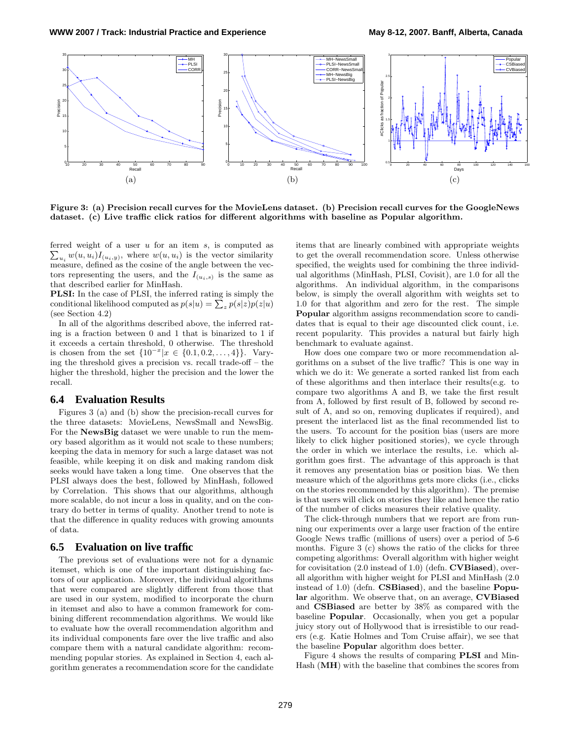Precision
Recall
MH
PLSI
CORR
35
30
25
20
15
10
5
0
10 20 30 40 50 60 70 80 90

(a)

Precision
Recall
MH−NewsSmall
PLSI−NewsSmall
CORR−NewsSmall
MH−NewsBig
PLSI−NewsBig
30
25
20
15
10
5
0
0 10 20 30 40 50 60 70 80 90 100

(b)

#Clicks as fraction of Popular
Days
Popular
CSBiased
CVBiased
3
2.5
2
1.5
1
0.5
0 20 40 60 80 100 120 140 160

(c)

**Figure 3: (a) Precision recall curves for the MovieLens dataset. (b) Precision recall curves for the GoogleNews dataset. (c) Live traffic click ratios for different algorithms with baseline as Popular algorithm.**

ferred weight of a user $u$ for an item $s$, is computed as $\sum_{u_i} w(u, u_i) I_{(u_i, y)}$, where $w(u, u_i)$ is the vector similarity measure, defined as the cosine of the angle between the vectors representing the users, and the $I_{(u_i, s)}$ is the same as that described earlier for MinHash.

**PLSI:** In the case of PLSI, the inferred rating is simply the conditional likelihood computed as $p(s|u) = \sum_z p(s|z)p(z|u)$ (see Section 4.2)

In all of the algorithms described above, the inferred rating is a fraction between 0 and 1 that is binarized to 1 if it exceeds a certain threshold, 0 otherwise. The threshold is chosen from the set $\{10^{-x} | x \in \{0.1, 0.2, \ldots, 4\}\}$. Varying the threshold gives a precision vs. recall trade-off – the higher the threshold, higher the precision and the lower the recall.

### 6.4 Evaluation Results

Figures 3 (a) and (b) show the precision-recall curves for the three datasets: MovieLens, NewsSmall and NewsBig. For the **NewsBig** dataset we were unable to run the memory based algorithm as it would not scale to these numbers; keeping the data in memory for such a large dataset was not feasible, while keeping it on disk and making random disk seeks would have taken a long time. One observes that the PLSI always does the best, followed by MinHash, followed by Correlation. This shows that our algorithms, although more scalable, do not incur a loss in quality, and on the contrary do better in terms of quality. Another trend to note is that the difference in quality reduces with growing amounts of data.

### 6.5 Evaluation on live traffic

The previous set of evaluations were not for a dynamic itemset, which is one of the important distinguishing factors of our application. Moreover, the individual algorithms that were compared are slightly different from those that are used in our system, modified to incorporate the churn in itemset and also to have a common framework for combining different recommendation algorithms. We would like to evaluate how the overall recommendation algorithm and its individual components fare over the live traffic and also compare them with a natural candidate algorithm: recommending popular stories. As explained in Section 4, each algorithm generates a recommendation score for the candidate items that are linearly combined with appropriate weights to get the overall recommendation score. Unless otherwise specified, the weights used for combining the three individual algorithms (MinHash, PLSI, Covisit), are 1.0 for all the algorithms. An individual algorithm, in the comparisons below, is simply the overall algorithm with weights set to 1.0 for that algorithm and zero for the rest. The simple **Popular** algorithm assigns recommendation score to candidates that is equal to their age discounted click count, i.e. recent popularity. This provides a natural but fairly high benchmark to evaluate against.

How does one compare two or more recommendation algorithms on a subset of the live traffic? This is one way in which we do it: We generate a sorted ranked list from each of these algorithms and then interlace their results(e.g. to compare two algorithms A and B, we take the first result from A, followed by first result of B, followed by second result of A, and so on, removing duplicates if required), and present the interlaced list as the final recommended list to the users. To account for the position bias (users are more likely to click higher positioned stories), we cycle through the order in which we interlace the results, i.e. which algorithm goes first. The advantage of this approach is that it removes any presentation bias or position bias. We then measure which of the algorithms gets more clicks (i.e., clicks on the stories recommended by this algorithm). The premise is that users will click on stories they like and hence the ratio of the number of clicks measures their relative quality.

The click-through numbers that we report are from running our experiments over a large user fraction of the entire Google News traffic (millions of users) over a period of 5-6 months. Figure 3 (c) shows the ratio of the clicks for three competing algorithms: Overall algorithm with higher weight for covisitation (2.0 instead of 1.0) (defn. **CVBiased**), overall algorithm with higher weight for PLSI and MinHash (2.0 instead of 1.0) (defn. **CSBiased**), and the baseline **Popular** algorithm. We observe that, on an average, **CVBiased** and **CSBiased** are better by 38% as compared with the baseline **Popular**. Occasionally, when you get a popular juicy story out of Hollywood that is irresistible to our readers (e.g. Katie Holmes and Tom Cruise affair), we see that the baseline **Popular** algorithm does better.

Figure 4 shows the results of comparing **PLSI** and MinHash (**MH**) with the baseline that combines the scores from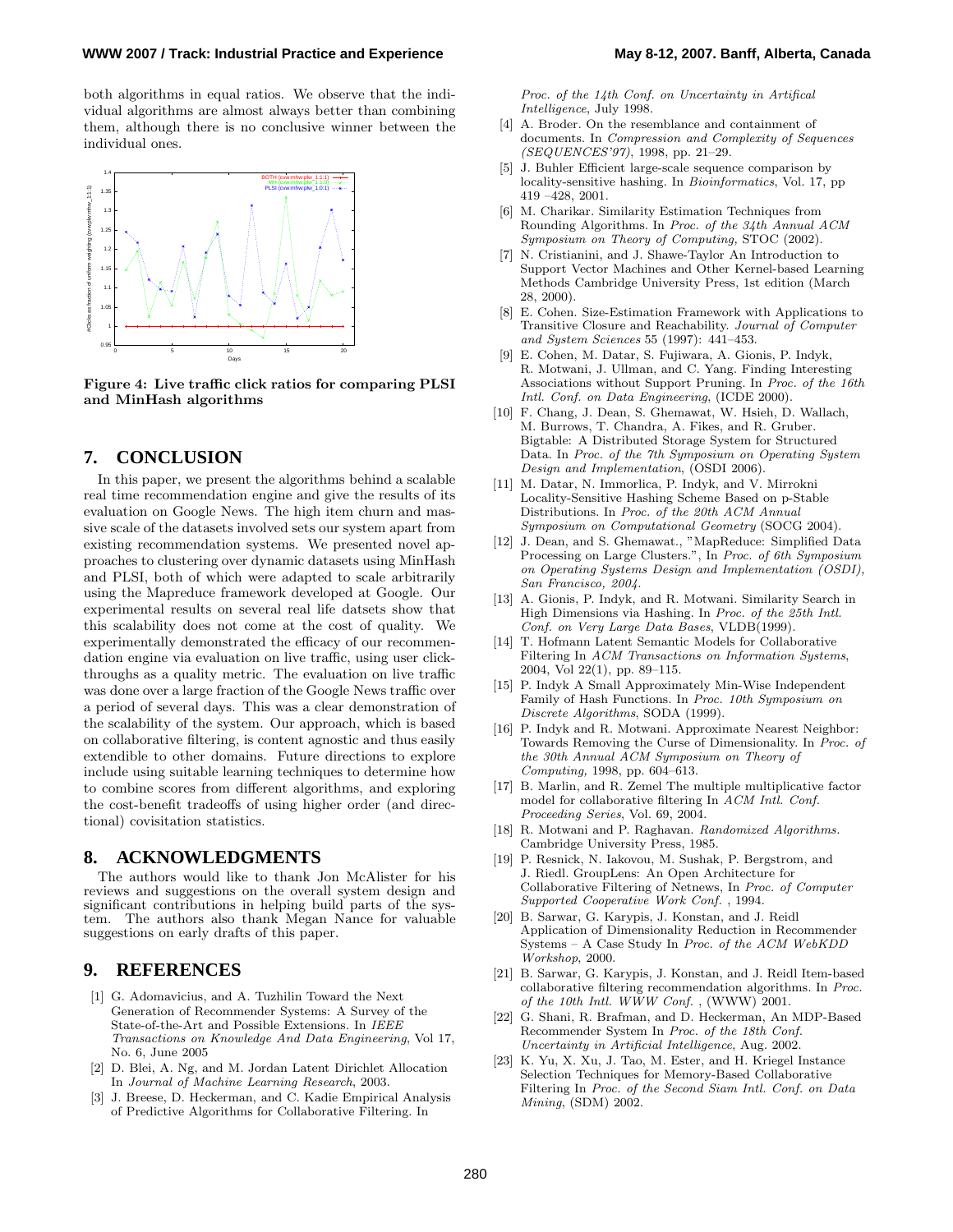both algorithms in equal ratios. We observe that the individual algorithms are almost always better than combining them, although there is no conclusive winner between the individual ones.

BOTH (cvw:mhw:plw_1:1:1)
MH (cvw:mhw:plw_1:1:0)
PLSI (cvw:mhw:plw_1:0:1)

#Clicks as fraction of uniform weighting (cvw:plw:mhw_1:1:1)

1.4
1.35
1.3
1.25
1.2
1.15
1.1
1.05
1
0.95

0 5 10 15 20

Days

**Figure 4: Live traffic click ratios for comparing PLSI and MinHash algorithms**

## 7. CONCLUSION

In this paper, we present the algorithms behind a scalable real time recommendation engine and give the results of its evaluation on Google News. The high item churn and massive scale of the datasets involved sets our system apart from existing recommendation systems. We presented novel approaches to clustering over dynamic datasets using MinHash and PLSI, both of which were adapted to scale arbitrarily using the Mapreduce framework developed at Google. Our experimental results on several real life datsets show that this scalability does not come at the cost of quality. We experimentally demonstrated the efficacy of our recommendation engine via evaluation on live traffic, using user clickthroughs as a quality metric. The evaluation on live traffic was done over a large fraction of the Google News traffic over a period of several days. This was a clear demonstration of the scalability of the system. Our approach, which is based on collaborative filtering, is content agnostic and thus easily extendible to other domains. Future directions to explore include using suitable learning techniques to determine how to combine scores from different algorithms, and exploring the cost-benefit tradeoffs of using higher order (and directional) covisitation statistics.

## 8. ACKNOWLEDGMENTS

The authors would like to thank Jon McAlister for his reviews and suggestions on the overall system design and significant contributions in helping build parts of the system. The authors also thank Megan Nance for valuable suggestions on early drafts of this paper.

## 9. REFERENCES

[1] G. Adomavicius, and A. Tuzhilin Toward the Next Generation of Recommender Systems: A Survey of the State-of-the-Art and Possible Extensions. In *IEEE Transactions on Knowledge And Data Engineering*, Vol 17, No. 6, June 2005

[2] D. Blei, A. Ng, and M. Jordan Latent Dirichlet Allocation In *Journal of Machine Learning Research*, 2003.

[3] J. Breese, D. Heckerman, and C. Kadie Empirical Analysis of Predictive Algorithms for Collaborative Filtering. In *Proc. of the 14th Conf. on Uncertainty in Artifical Intelligence*, July 1998.

[4] A. Broder. On the resemblance and containment of documents. In *Compression and Complexity of Sequences (SEQUENCES'97)*, 1998, pp. 21–29.

[5] J. Buhler Efficient large-scale sequence comparison by locality-sensitive hashing. In *Bioinformatics*, Vol. 17, pp 419 –428, 2001.

[6] M. Charikar. Similarity Estimation Techniques from Rounding Algorithms. In *Proc. of the 34th Annual ACM Symposium on Theory of Computing,* STOC (2002).

[7] N. Cristianini, and J. Shawe-Taylor An Introduction to Support Vector Machines and Other Kernel-based Learning Methods Cambridge University Press, 1st edition (March 28, 2000).

[8] E. Cohen. Size-Estimation Framework with Applications to Transitive Closure and Reachability. *Journal of Computer and System Sciences* 55 (1997): 441–453.

[9] E. Cohen, M. Datar, S. Fujiwara, A. Gionis, P. Indyk, R. Motwani, J. Ullman, and C. Yang. Finding Interesting Associations without Support Pruning. In *Proc. of the 16th Intl. Conf. on Data Engineering*, (ICDE 2000).

[10] F. Chang, J. Dean, S. Ghemawat, W. Hsieh, D. Wallach, M. Burrows, T. Chandra, A. Fikes, and R. Gruber. Bigtable: A Distributed Storage System for Structured Data. In *Proc. of the 7th Symposium on Operating System Design and Implementation*, (OSDI 2006).

[11] M. Datar, N. Immorlica, P. Indyk, and V. Mirrokni Locality-Sensitive Hashing Scheme Based on p-Stable Distributions. In *Proc. of the 20th ACM Annual Symposium on Computational Geometry* (SOCG 2004).

[12] J. Dean, and S. Ghemawat., "MapReduce: Simplified Data Processing on Large Clusters.", In *Proc. of 6th Symposium on Operating Systems Design and Implementation (OSDI), San Francisco, 2004.*

[13] A. Gionis, P. Indyk, and R. Motwani. Similarity Search in High Dimensions via Hashing. In *Proc. of the 25th Intl. Conf. on Very Large Data Bases*, VLDB(1999).

[14] T. Hofmann Latent Semantic Models for Collaborative Filtering In *ACM Transactions on Information Systems*, 2004, Vol 22(1), pp. 89–115.

[15] P. Indyk A Small Approximately Min-Wise Independent Family of Hash Functions. In *Proc. 10th Symposium on Discrete Algorithms*, SODA (1999).

[16] P. Indyk and R. Motwani. Approximate Nearest Neighbor: Towards Removing the Curse of Dimensionality. In *Proc. of the 30th Annual ACM Symposium on Theory of Computing,* 1998, pp. 604–613.

[17] B. Marlin, and R. Zemel The multiple multiplicative factor model for collaborative filtering In *ACM Intl. Conf. Proceeding Series*, Vol. 69, 2004.

[18] R. Motwani and P. Raghavan. *Randomized Algorithms.* Cambridge University Press, 1985.

[19] P. Resnick, N. Iakovou, M. Sushak, P. Bergstrom, and J. Riedl. GroupLens: An Open Architecture for Collaborative Filtering of Netnews, In *Proc. of Computer Supported Cooperative Work Conf.* , 1994.

[20] B. Sarwar, G. Karypis, J. Konstan, and J. Reidl Application of Dimensionality Reduction in Recommender Systems – A Case Study In *Proc. of the ACM WebKDD Workshop*, 2000.

[21] B. Sarwar, G. Karypis, J. Konstan, and J. Reidl Item-based collaborative filtering recommendation algorithms. In *Proc. of the 10th Intl. WWW Conf.* , (WWW) 2001.

[22] G. Shani, R. Brafman, and D. Heckerman, An MDP-Based Recommender System In *Proc. of the 18th Conf. Uncertainty in Artificial Intelligence*, Aug. 2002.

[23] K. Yu, X. Xu, J. Tao, M. Ester, and H. Kriegel Instance Selection Techniques for Memory-Based Collaborative Filtering In *Proc. of the Second Siam Intl. Conf. on Data Mining*, (SDM) 2002.